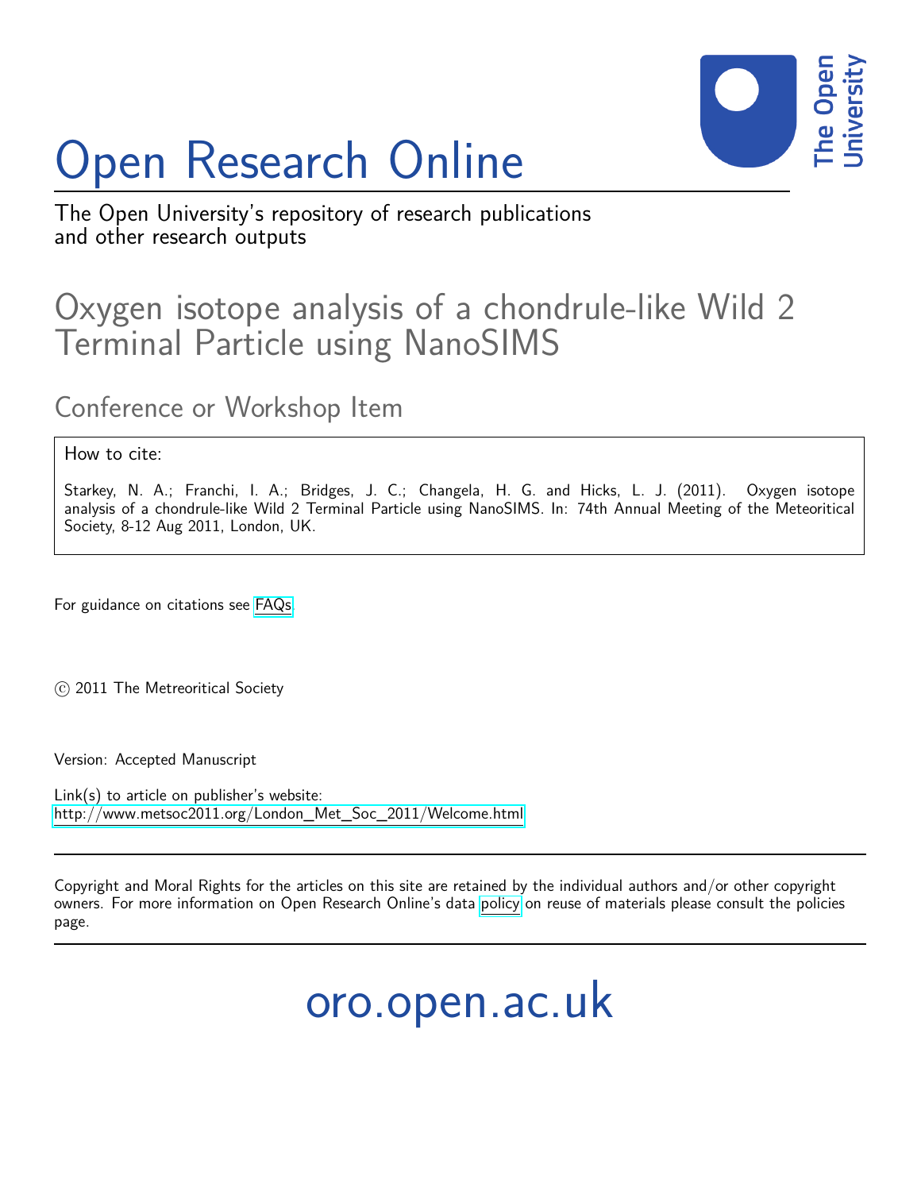# Open Research Online

The Open University's repository of research publications and other research outputs

## Oxygen isotope analysis of a chondrule-like Wild 2 Terminal Particle using NanoSIMS

### Conference or Workshop Item

How to cite:

Starkey, N. A.; Franchi, I. A.; Bridges, J. C.; Changela, H. G. and Hicks, L. J. (2011). Oxygen isotope analysis of a chondrule-like Wild 2 Terminal Particle using NanoSIMS. In: 74th Annual Meeting of the Meteoritical Society, 8-12 Aug 2011, London, UK.

For guidance on citations see FAQs.

© 2011 The Metreoritical Society

Version: Accepted Manuscript

Link(s) to article on publisher's website:
http://www.metsoc2011.org/London_Met_Soc_2011/Welcome.html

Copyright and Moral Rights for the articles on this site are retained by the individual authors and/or other copyright owners. For more information on Open Research Online's data policy on reuse of materials please consult the policies page.

oro.open.ac.uk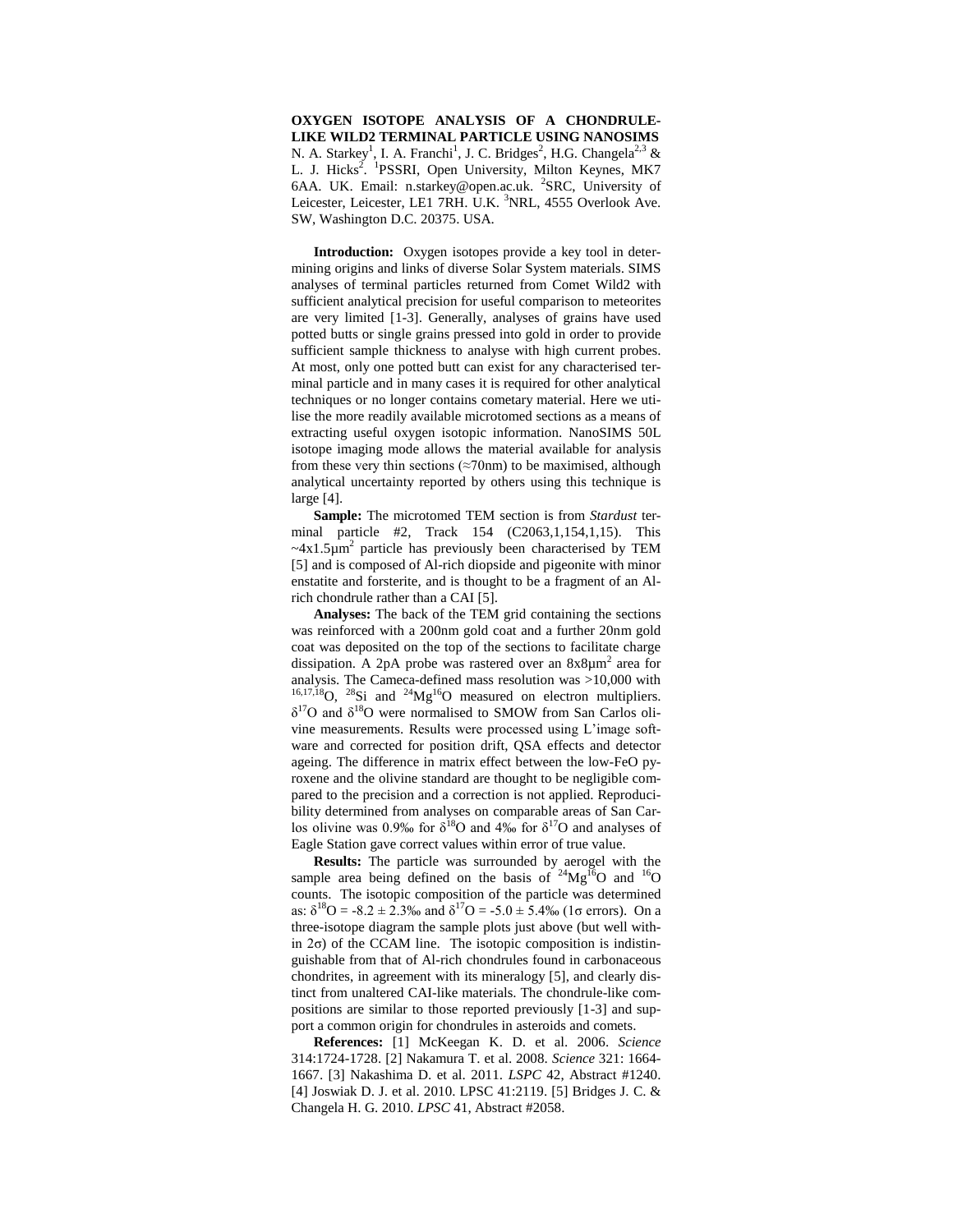**OXYGEN ISOTOPE ANALYSIS OF A CHONDRULE-LIKE WILD2 TERMINAL PARTICLE USING NANOSIMS** N. A. Starkey[1], I. A. Franchi[1], J. C. Bridges[2], H.G. Changela[2,3] & L. J. Hicks[2]. [1]PSSRI, Open University, Milton Keynes, MK7 6AA. UK. Email: n.starkey@open.ac.uk. [2]SRC, University of Leicester, Leicester, LE1 7RH. U.K. [3]NRL, 4555 Overlook Ave. SW, Washington D.C. 20375. USA.

**Introduction:** Oxygen isotopes provide a key tool in determining origins and links of diverse Solar System materials. SIMS analyses of terminal particles returned from Comet Wild2 with sufficient analytical precision for useful comparison to meteorites are very limited [1-3]. Generally, analyses of grains have used potted butts or single grains pressed into gold in order to provide sufficient sample thickness to analyse with high current probes. At most, only one potted butt can exist for any characterised terminal particle and in many cases it is required for other analytical techniques or no longer contains cometary material. Here we utilise the more readily available microtomed sections as a means of extracting useful oxygen isotopic information. NanoSIMS 50L isotope imaging mode allows the material available for analysis from these very thin sections (≈70nm) to be maximised, although analytical uncertainty reported by others using this technique is large [4].

**Sample:** The microtomed TEM section is from *Stardust* terminal particle #2, Track 154 (C2063,1,154,1,15). This ~4x1.5μm$^2$ particle has previously been characterised by TEM [5] and is composed of Al-rich diopside and pigeonite with minor enstatite and forsterite, and is thought to be a fragment of an Al-rich chondrule rather than a CAI [5].

**Analyses:** The back of the TEM grid containing the sections was reinforced with a 200nm gold coat and a further 20nm gold coat was deposited on the top of the sections to facilitate charge dissipation. A 2pA probe was rastered over an 8x8μm$^2$ area for analysis. The Cameca-defined mass resolution was >10,000 with $^{16,17,18}O$, $^{28}Si$ and $^{24}Mg^{16}O$ measured on electron multipliers. $\delta^{17}O$ and $\delta^{18}O$ were normalised to SMOW from San Carlos olivine measurements. Results were processed using L'image software and corrected for position drift, QSA effects and detector ageing. The difference in matrix effect between the low-FeO pyroxene and the olivine standard are thought to be negligible compared to the precision and a correction is not applied. Reproducibility determined from analyses on comparable areas of San Carlos olivine was 0.9‰ for $\delta^{18}O$ and 4‰ for $\delta^{17}O$ and analyses of Eagle Station gave correct values within error of true value.

**Results:** The particle was surrounded by aerogel with the sample area being defined on the basis of $^{24}Mg^{16}O$ and $^{16}O$ counts. The isotopic composition of the particle was determined as: $\delta^{18}O = -8.2 \pm 2.3$‰ and $\delta^{17}O = -5.0 \pm 5.4$‰ (1σ errors). On a three-isotope diagram the sample plots just above (but well within 2σ) of the CCAM line. The isotopic composition is indistinguishable from that of Al-rich chondrules found in carbonaceous chondrites, in agreement with its mineralogy [5], and clearly distinct from unaltered CAI-like materials. The chondrule-like compositions are similar to those reported previously [1-3] and support a common origin for chondrules in asteroids and comets.

**References:** [1] McKeegan K. D. et al. 2006. *Science* 314:1724-1728. [2] Nakamura T. et al. 2008. *Science* 321: 1664-1667. [3] Nakashima D. et al. 2011. *LSPC* 42, Abstract #1240. [4] Joswiak D. J. et al. 2010. LPSC 41:2119. [5] Bridges J. C. & Changela H. G. 2010. *LPSC* 41, Abstract #2058.